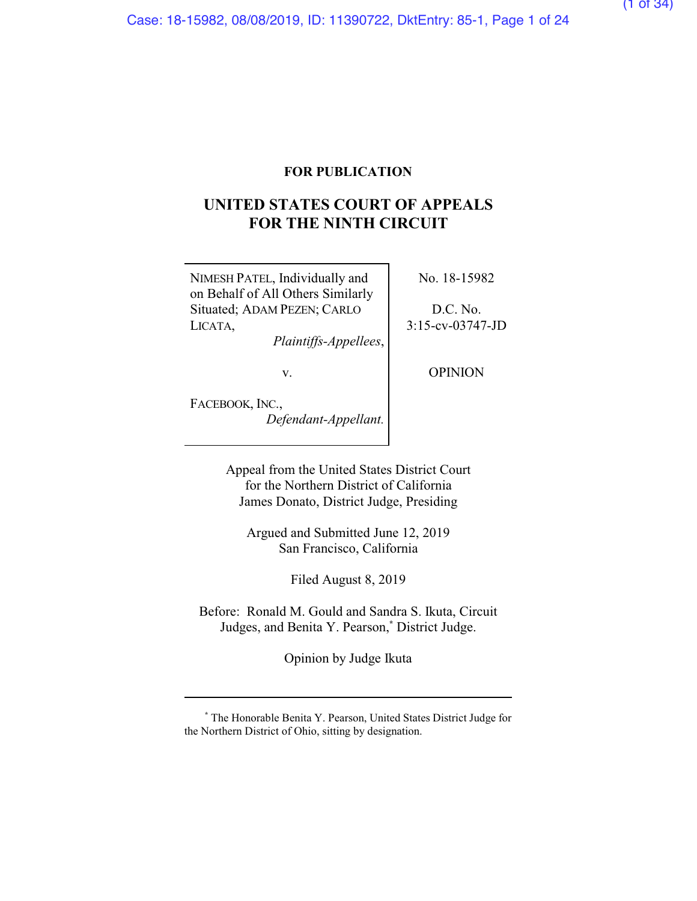**FOR PUBLICATION**

# UNITED STATES COURT OF APPEALS FOR THE NINTH CIRCUIT

| | |
|---|---|
| NIMESH PATEL, Individually and on Behalf of All Others Similarly Situated; ADAM PEZEN; CARLO LICATA, *Plaintiffs-Appellees*, | No. 18-15982 |
| v. | D.C. No. 3:15-cv-03747-JD |
| FACEBOOK, INC., *Defendant-Appellant.* | OPINION |

Appeal from the United States District Court for the Northern District of California
James Donato, District Judge, Presiding

Argued and Submitted June 12, 2019
San Francisco, California

Filed August 8, 2019

Before: Ronald M. Gould and Sandra S. Ikuta, Circuit Judges, and Benita Y. Pearson,* District Judge.

Opinion by Judge Ikuta

---

* The Honorable Benita Y. Pearson, United States District Judge for the Northern District of Ohio, sitting by designation.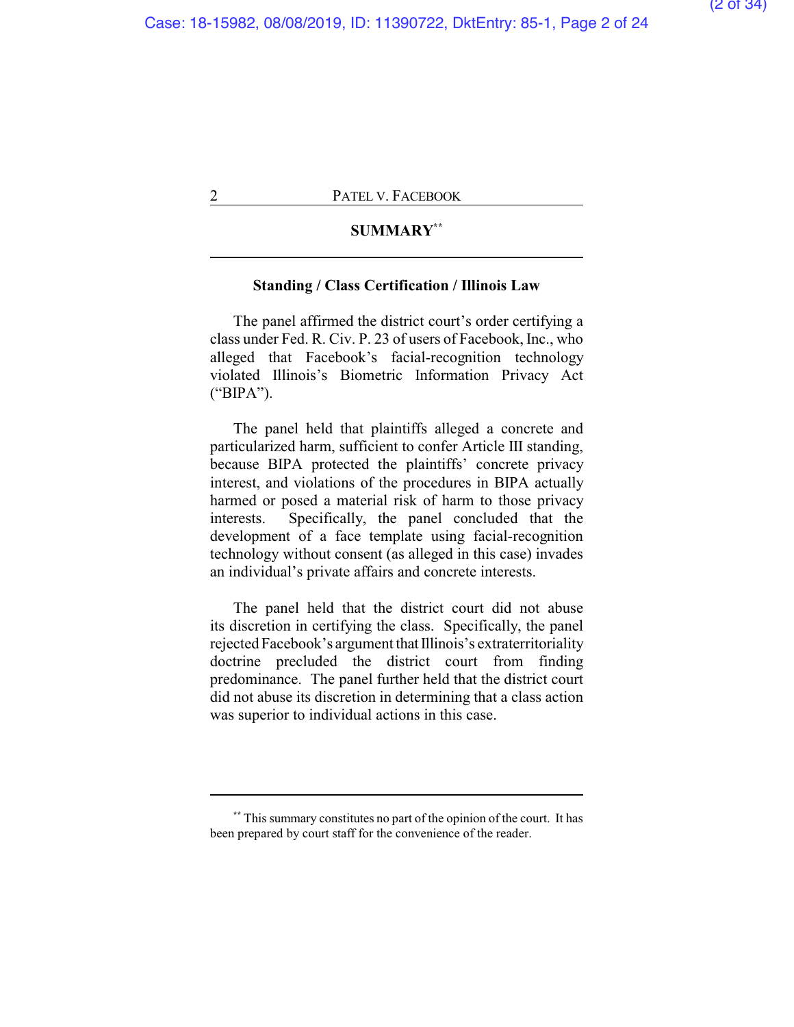## SUMMARY[**]

### Standing / Class Certification / Illinois Law

The panel affirmed the district court's order certifying a class under Fed. R. Civ. P. 23 of users of Facebook, Inc., who alleged that Facebook's facial-recognition technology violated Illinois's Biometric Information Privacy Act ("BIPA").

The panel held that plaintiffs alleged a concrete and particularized harm, sufficient to confer Article III standing, because BIPA protected the plaintiffs' concrete privacy interest, and violations of the procedures in BIPA actually harmed or posed a material risk of harm to those privacy interests. Specifically, the panel concluded that the development of a face template using facial-recognition technology without consent (as alleged in this case) invades an individual's private affairs and concrete interests.

The panel held that the district court did not abuse its discretion in certifying the class. Specifically, the panel rejected Facebook's argument that Illinois's extraterritoriality doctrine precluded the district court from finding predominance. The panel further held that the district court did not abuse its discretion in determining that a class action was superior to individual actions in this case.

---

[**] This summary constitutes no part of the opinion of the court. It has been prepared by court staff for the convenience of the reader.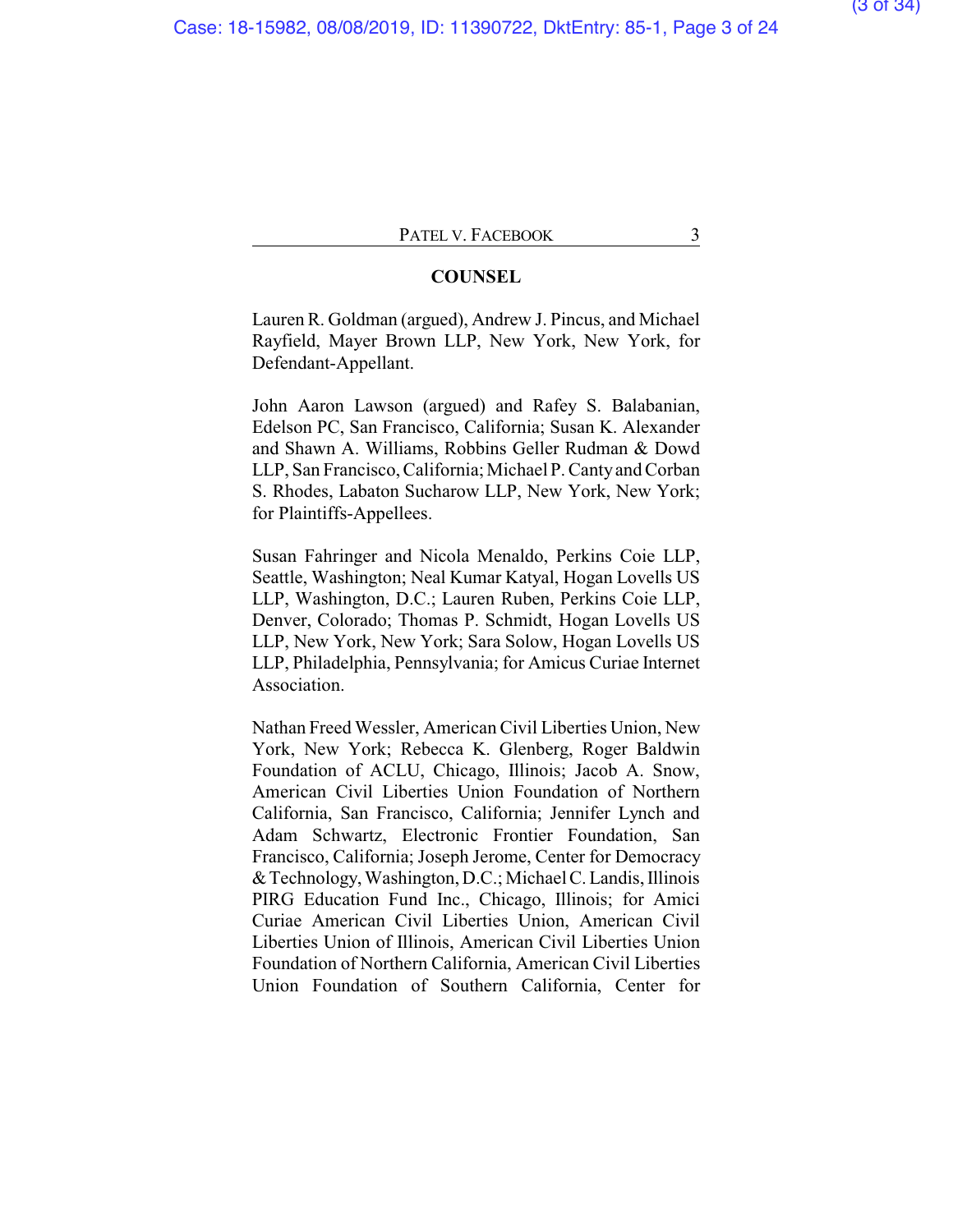## COUNSEL

Lauren R. Goldman (argued), Andrew J. Pincus, and Michael Rayfield, Mayer Brown LLP, New York, New York, for Defendant-Appellant.

John Aaron Lawson (argued) and Rafey S. Balabanian, Edelson PC, San Francisco, California; Susan K. Alexander and Shawn A. Williams, Robbins Geller Rudman & Dowd LLP, San Francisco, California; Michael P. Canty and Corban S. Rhodes, Labaton Sucharow LLP, New York, New York; for Plaintiffs-Appellees.

Susan Fahringer and Nicola Menaldo, Perkins Coie LLP, Seattle, Washington; Neal Kumar Katyal, Hogan Lovells US LLP, Washington, D.C.; Lauren Ruben, Perkins Coie LLP, Denver, Colorado; Thomas P. Schmidt, Hogan Lovells US LLP, New York, New York; Sara Solow, Hogan Lovells US LLP, Philadelphia, Pennsylvania; for Amicus Curiae Internet Association.

Nathan Freed Wessler, American Civil Liberties Union, New York, New York; Rebecca K. Glenberg, Roger Baldwin Foundation of ACLU, Chicago, Illinois; Jacob A. Snow, American Civil Liberties Union Foundation of Northern California, San Francisco, California; Jennifer Lynch and Adam Schwartz, Electronic Frontier Foundation, San Francisco, California; Joseph Jerome, Center for Democracy & Technology, Washington, D.C.; Michael C. Landis, Illinois PIRG Education Fund Inc., Chicago, Illinois; for Amici Curiae American Civil Liberties Union, American Civil Liberties Union of Illinois, American Civil Liberties Union Foundation of Northern California, American Civil Liberties Union Foundation of Southern California, Center for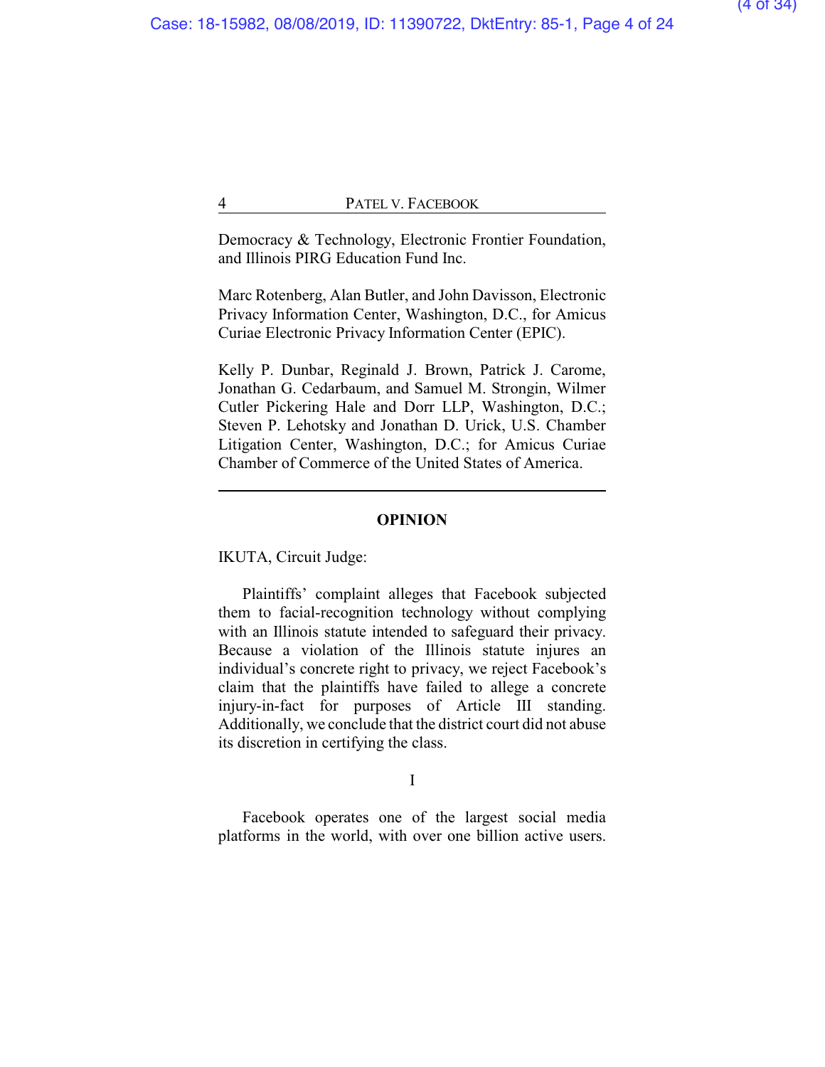Democracy & Technology, Electronic Frontier Foundation, and Illinois PIRG Education Fund Inc.

Marc Rotenberg, Alan Butler, and John Davisson, Electronic Privacy Information Center, Washington, D.C., for Amicus Curiae Electronic Privacy Information Center (EPIC).

Kelly P. Dunbar, Reginald J. Brown, Patrick J. Carome, Jonathan G. Cedarbaum, and Samuel M. Strongin, Wilmer Cutler Pickering Hale and Dorr LLP, Washington, D.C.; Steven P. Lehotsky and Jonathan D. Urick, U.S. Chamber Litigation Center, Washington, D.C.; for Amicus Curiae Chamber of Commerce of the United States of America.

---

## OPINION

IKUTA, Circuit Judge:

Plaintiffs' complaint alleges that Facebook subjected them to facial-recognition technology without complying with an Illinois statute intended to safeguard their privacy. Because a violation of the Illinois statute injures an individual's concrete right to privacy, we reject Facebook's claim that the plaintiffs have failed to allege a concrete injury-in-fact for purposes of Article III standing. Additionally, we conclude that the district court did not abuse its discretion in certifying the class.

### I

Facebook operates one of the largest social media platforms in the world, with over one billion active users.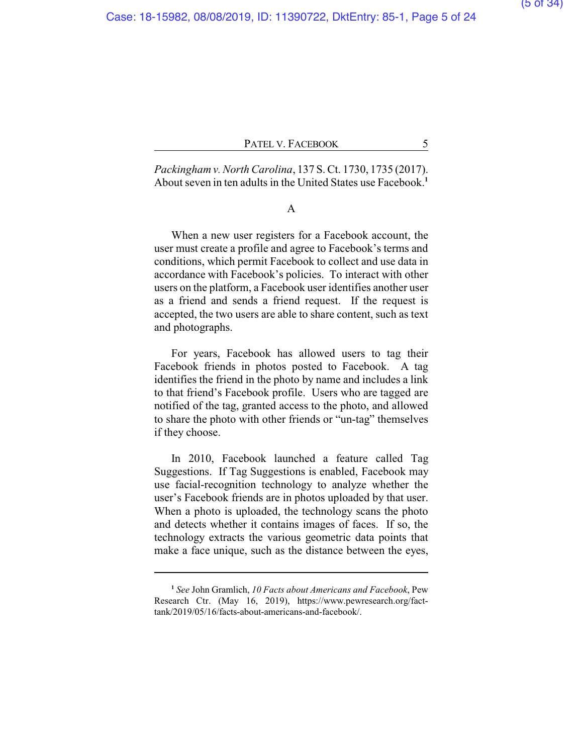*Packingham v. North Carolina*, 137 S. Ct. 1730, 1735 (2017). About seven in ten adults in the United States use Facebook.[1]

### A

When a new user registers for a Facebook account, the user must create a profile and agree to Facebook's terms and conditions, which permit Facebook to collect and use data in accordance with Facebook's policies. To interact with other users on the platform, a Facebook user identifies another user as a friend and sends a friend request. If the request is accepted, the two users are able to share content, such as text and photographs.

For years, Facebook has allowed users to tag their Facebook friends in photos posted to Facebook. A tag identifies the friend in the photo by name and includes a link to that friend's Facebook profile. Users who are tagged are notified of the tag, granted access to the photo, and allowed to share the photo with other friends or "un-tag" themselves if they choose.

In 2010, Facebook launched a feature called Tag Suggestions. If Tag Suggestions is enabled, Facebook may use facial-recognition technology to analyze whether the user's Facebook friends are in photos uploaded by that user. When a photo is uploaded, the technology scans the photo and detects whether it contains images of faces. If so, the technology extracts the various geometric data points that make a face unique, such as the distance between the eyes,

---

[1] *See* John Gramlich, *10 Facts about Americans and Facebook*, Pew Research Ctr. (May 16, 2019), https://www.pewresearch.org/fact-tank/2019/05/16/facts-about-americans-and-facebook/.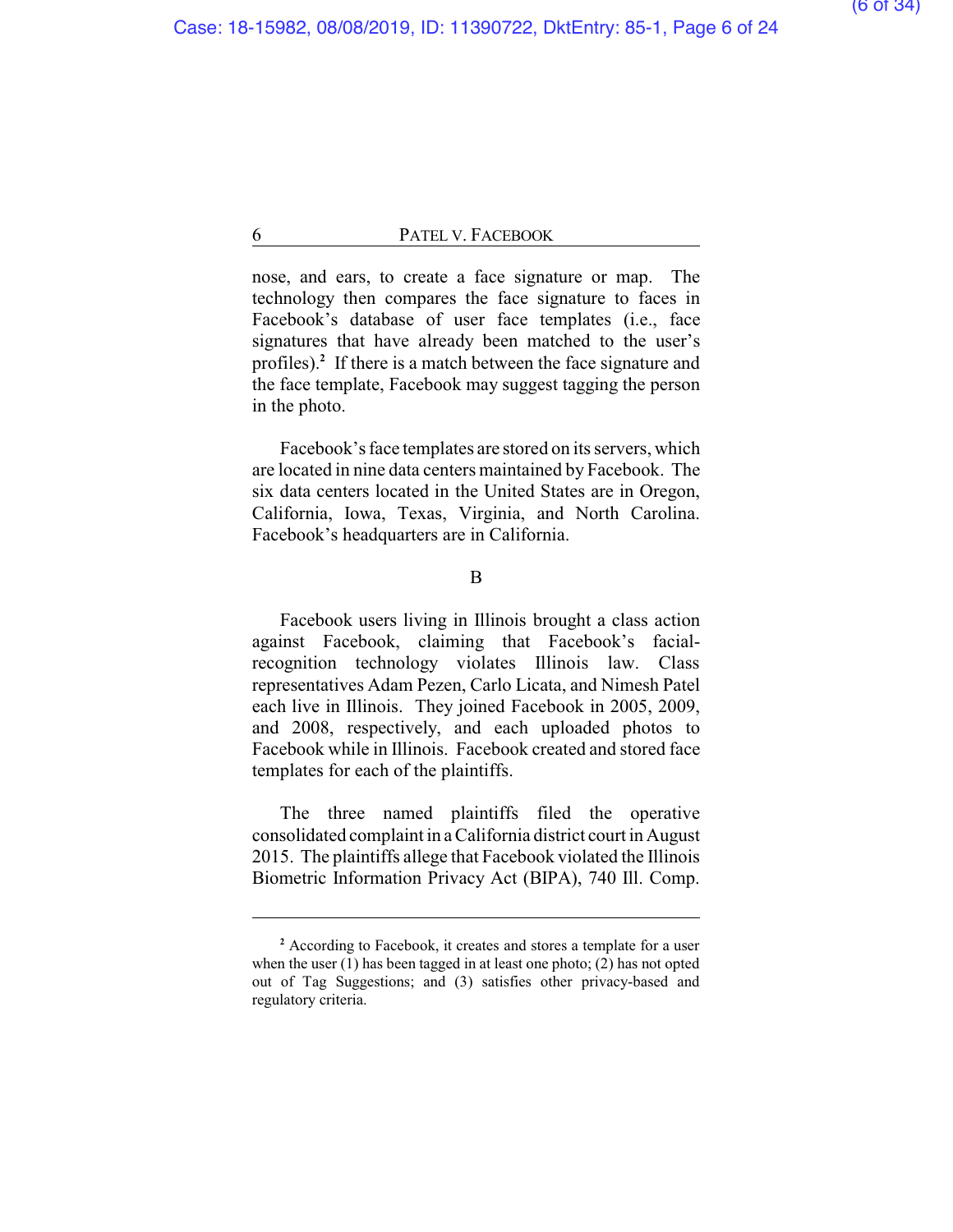nose, and ears, to create a face signature or map. The technology then compares the face signature to faces in Facebook's database of user face templates (i.e., face signatures that have already been matched to the user's profiles).[2] If there is a match between the face signature and the face template, Facebook may suggest tagging the person in the photo.

Facebook's face templates are stored on its servers, which are located in nine data centers maintained by Facebook. The six data centers located in the United States are in Oregon, California, Iowa, Texas, Virginia, and North Carolina. Facebook's headquarters are in California.

B

Facebook users living in Illinois brought a class action against Facebook, claiming that Facebook's facial-recognition technology violates Illinois law. Class representatives Adam Pezen, Carlo Licata, and Nimesh Patel each live in Illinois. They joined Facebook in 2005, 2009, and 2008, respectively, and each uploaded photos to Facebook while in Illinois. Facebook created and stored face templates for each of the plaintiffs.

The three named plaintiffs filed the operative consolidated complaint in a California district court in August 2015. The plaintiffs allege that Facebook violated the Illinois Biometric Information Privacy Act (BIPA), 740 Ill. Comp.

---

[2] According to Facebook, it creates and stores a template for a user when the user (1) has been tagged in at least one photo; (2) has not opted out of Tag Suggestions; and (3) satisfies other privacy-based and regulatory criteria.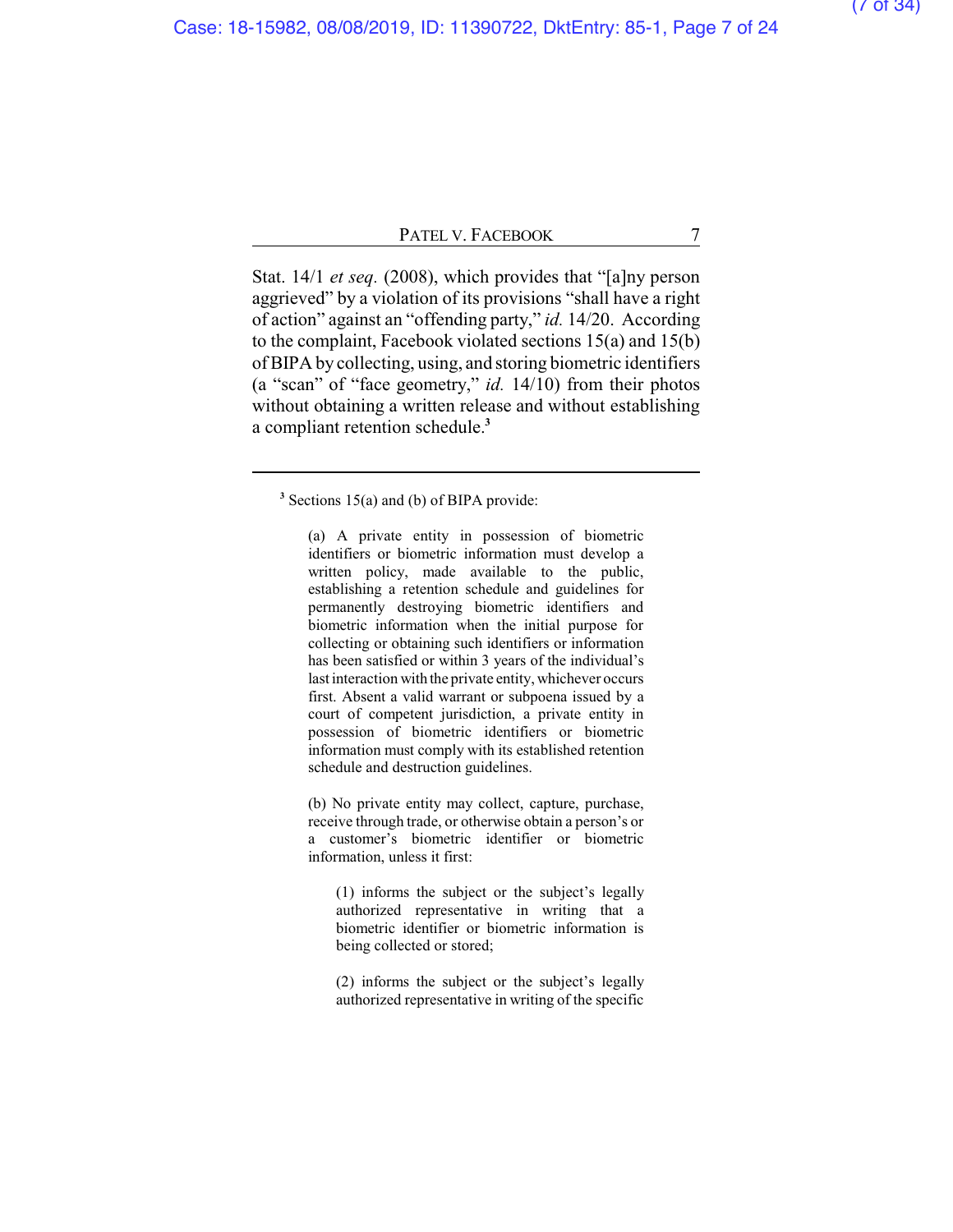Stat. 14/1 *et seq.* (2008), which provides that "[a]ny person aggrieved" by a violation of its provisions "shall have a right of action" against an "offending party," *id.* 14/20. According to the complaint, Facebook violated sections 15(a) and 15(b) of BIPA by collecting, using, and storing biometric identifiers (a "scan" of "face geometry," *id.* 14/10) from their photos without obtaining a written release and without establishing a compliant retention schedule.[3]

---

[3] Sections 15(a) and (b) of BIPA provide:

> (a) A private entity in possession of biometric identifiers or biometric information must develop a written policy, made available to the public, establishing a retention schedule and guidelines for permanently destroying biometric identifiers and biometric information when the initial purpose for collecting or obtaining such identifiers or information has been satisfied or within 3 years of the individual's last interaction with the private entity, whichever occurs first. Absent a valid warrant or subpoena issued by a court of competent jurisdiction, a private entity in possession of biometric identifiers or biometric information must comply with its established retention schedule and destruction guidelines.
>
> (b) No private entity may collect, capture, purchase, receive through trade, or otherwise obtain a person's or a customer's biometric identifier or biometric information, unless it first:
>
>> (1) informs the subject or the subject's legally authorized representative in writing that a biometric identifier or biometric information is being collected or stored;
>>
>> (2) informs the subject or the subject's legally authorized representative in writing of the specific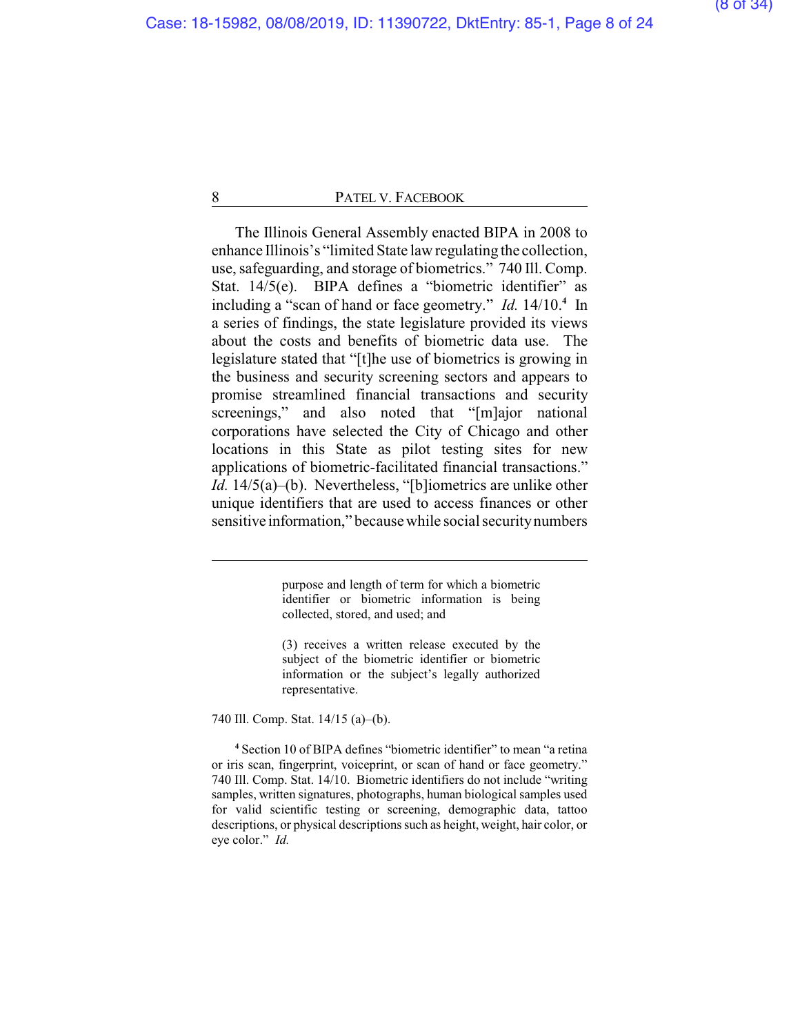The Illinois General Assembly enacted BIPA in 2008 to enhance Illinois's "limited State law regulating the collection, use, safeguarding, and storage of biometrics." 740 Ill. Comp. Stat. 14/5(e). BIPA defines a "biometric identifier" as including a "scan of hand or face geometry." *Id.* 14/10.[4] In a series of findings, the state legislature provided its views about the costs and benefits of biometric data use. The legislature stated that "[t]he use of biometrics is growing in the business and security screening sectors and appears to promise streamlined financial transactions and security screenings," and also noted that "[m]ajor national corporations have selected the City of Chicago and other locations in this State as pilot testing sites for new applications of biometric-facilitated financial transactions." *Id.* 14/5(a)–(b). Nevertheless, "[b]iometrics are unlike other unique identifiers that are used to access finances or other sensitive information," because while social security numbers

---

> purpose and length of term for which a biometric identifier or biometric information is being collected, stored, and used; and
>
> (3) receives a written release executed by the subject of the biometric identifier or biometric information or the subject's legally authorized representative.

740 Ill. Comp. Stat. 14/15 (a)–(b).

[4] Section 10 of BIPA defines "biometric identifier" to mean "a retina or iris scan, fingerprint, voiceprint, or scan of hand or face geometry." 740 Ill. Comp. Stat. 14/10. Biometric identifiers do not include "writing samples, written signatures, photographs, human biological samples used for valid scientific testing or screening, demographic data, tattoo descriptions, or physical descriptions such as height, weight, hair color, or eye color." *Id.*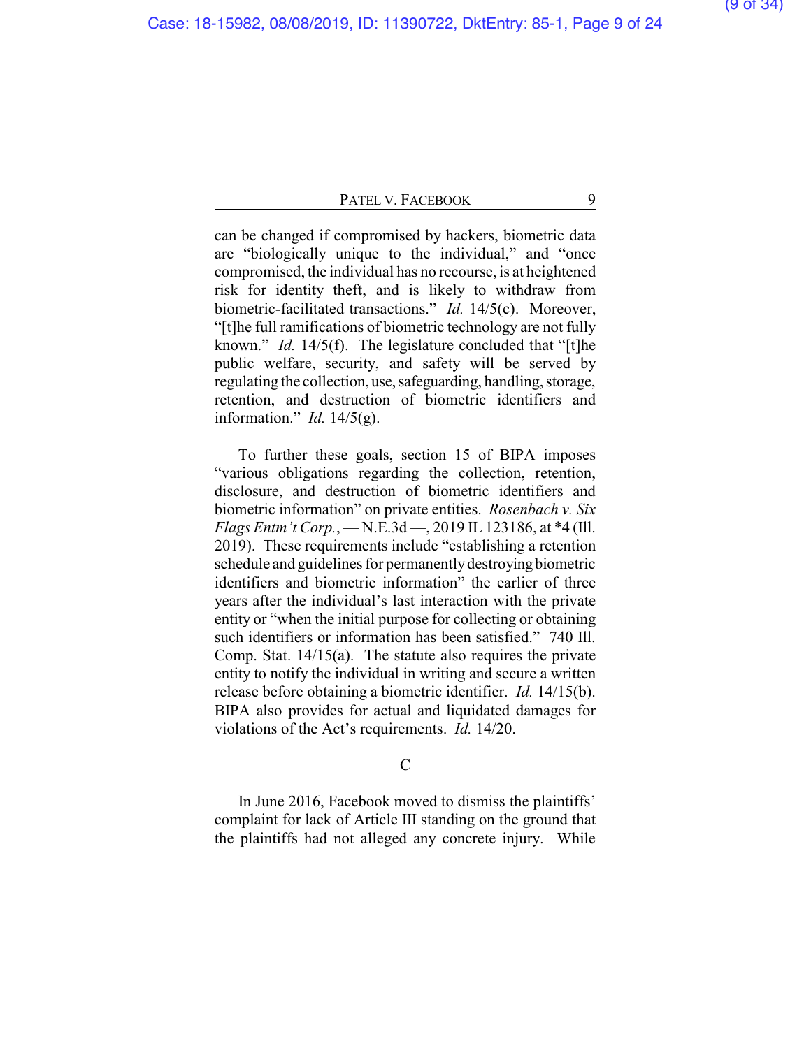can be changed if compromised by hackers, biometric data are "biologically unique to the individual," and "once compromised, the individual has no recourse, is at heightened risk for identity theft, and is likely to withdraw from biometric-facilitated transactions." *Id.* 14/5(c). Moreover, "[t]he full ramifications of biometric technology are not fully known." *Id.* 14/5(f). The legislature concluded that "[t]he public welfare, security, and safety will be served by regulating the collection, use, safeguarding, handling, storage, retention, and destruction of biometric identifiers and information." *Id.* 14/5(g).

To further these goals, section 15 of BIPA imposes "various obligations regarding the collection, retention, disclosure, and destruction of biometric identifiers and biometric information" on private entities. *Rosenbach v. Six Flags Entm't Corp.*, — N.E.3d —, 2019 IL 123186, at *4 (Ill. 2019). These requirements include "establishing a retention schedule and guidelines for permanently destroying biometric identifiers and biometric information" the earlier of three years after the individual's last interaction with the private entity or "when the initial purpose for collecting or obtaining such identifiers or information has been satisfied." 740 Ill. Comp. Stat. 14/15(a). The statute also requires the private entity to notify the individual in writing and secure a written release before obtaining a biometric identifier. *Id.* 14/15(b). BIPA also provides for actual and liquidated damages for violations of the Act's requirements. *Id.* 14/20.

### C

In June 2016, Facebook moved to dismiss the plaintiffs' complaint for lack of Article III standing on the ground that the plaintiffs had not alleged any concrete injury. While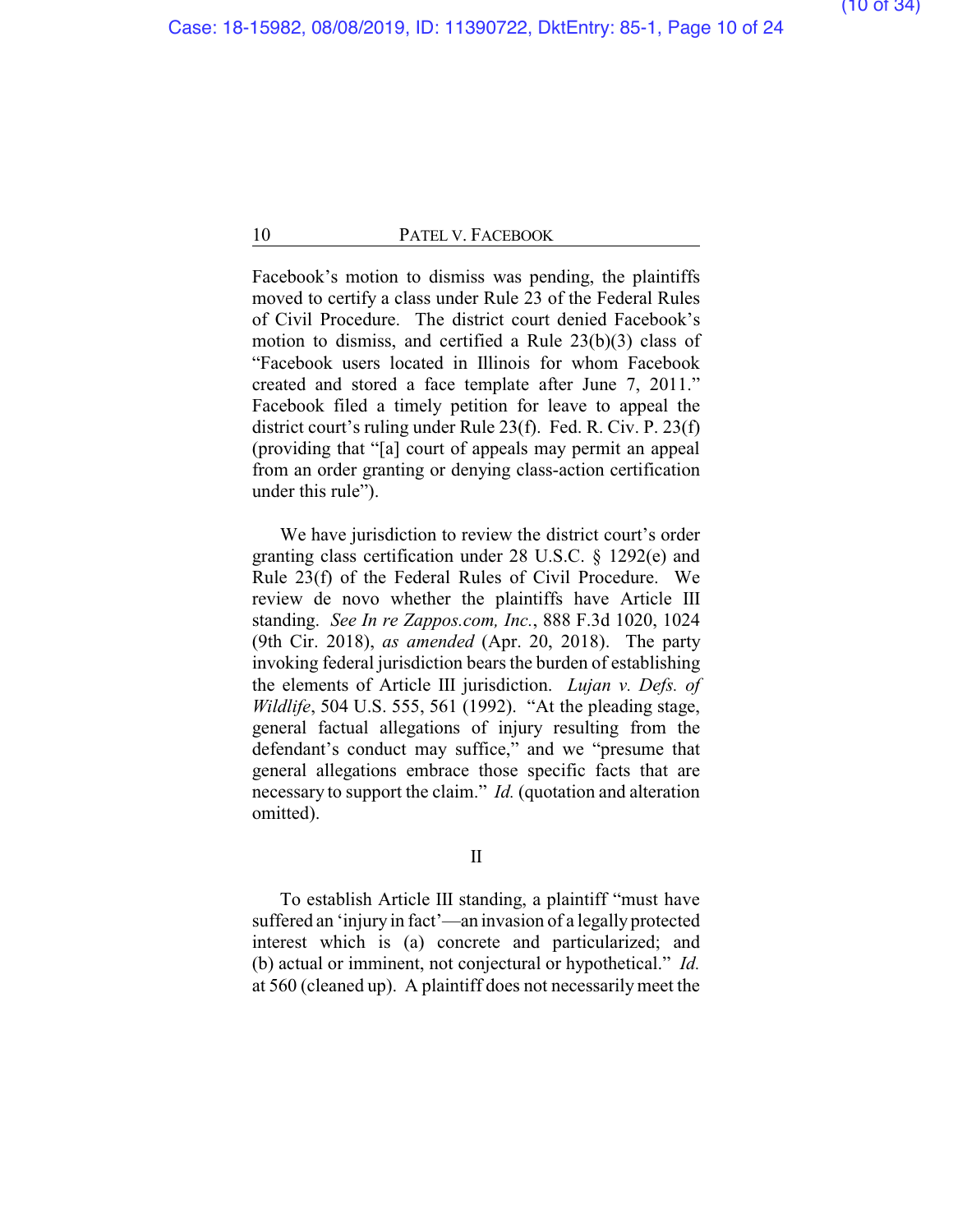Facebook's motion to dismiss was pending, the plaintiffs moved to certify a class under Rule 23 of the Federal Rules of Civil Procedure. The district court denied Facebook's motion to dismiss, and certified a Rule 23(b)(3) class of "Facebook users located in Illinois for whom Facebook created and stored a face template after June 7, 2011." Facebook filed a timely petition for leave to appeal the district court's ruling under Rule 23(f). Fed. R. Civ. P. 23(f) (providing that "[a] court of appeals may permit an appeal from an order granting or denying class-action certification under this rule").

We have jurisdiction to review the district court's order granting class certification under 28 U.S.C. § 1292(e) and Rule 23(f) of the Federal Rules of Civil Procedure. We review de novo whether the plaintiffs have Article III standing. *See In re Zappos.com, Inc.*, 888 F.3d 1020, 1024 (9th Cir. 2018), *as amended* (Apr. 20, 2018). The party invoking federal jurisdiction bears the burden of establishing the elements of Article III jurisdiction. *Lujan v. Defs. of Wildlife*, 504 U.S. 555, 561 (1992). "At the pleading stage, general factual allegations of injury resulting from the defendant's conduct may suffice," and we "presume that general allegations embrace those specific facts that are necessary to support the claim." *Id.* (quotation and alteration omitted).

## II

To establish Article III standing, a plaintiff "must have suffered an 'injury in fact'—an invasion of a legally protected interest which is (a) concrete and particularized; and (b) actual or imminent, not conjectural or hypothetical." *Id.* at 560 (cleaned up). A plaintiff does not necessarily meet the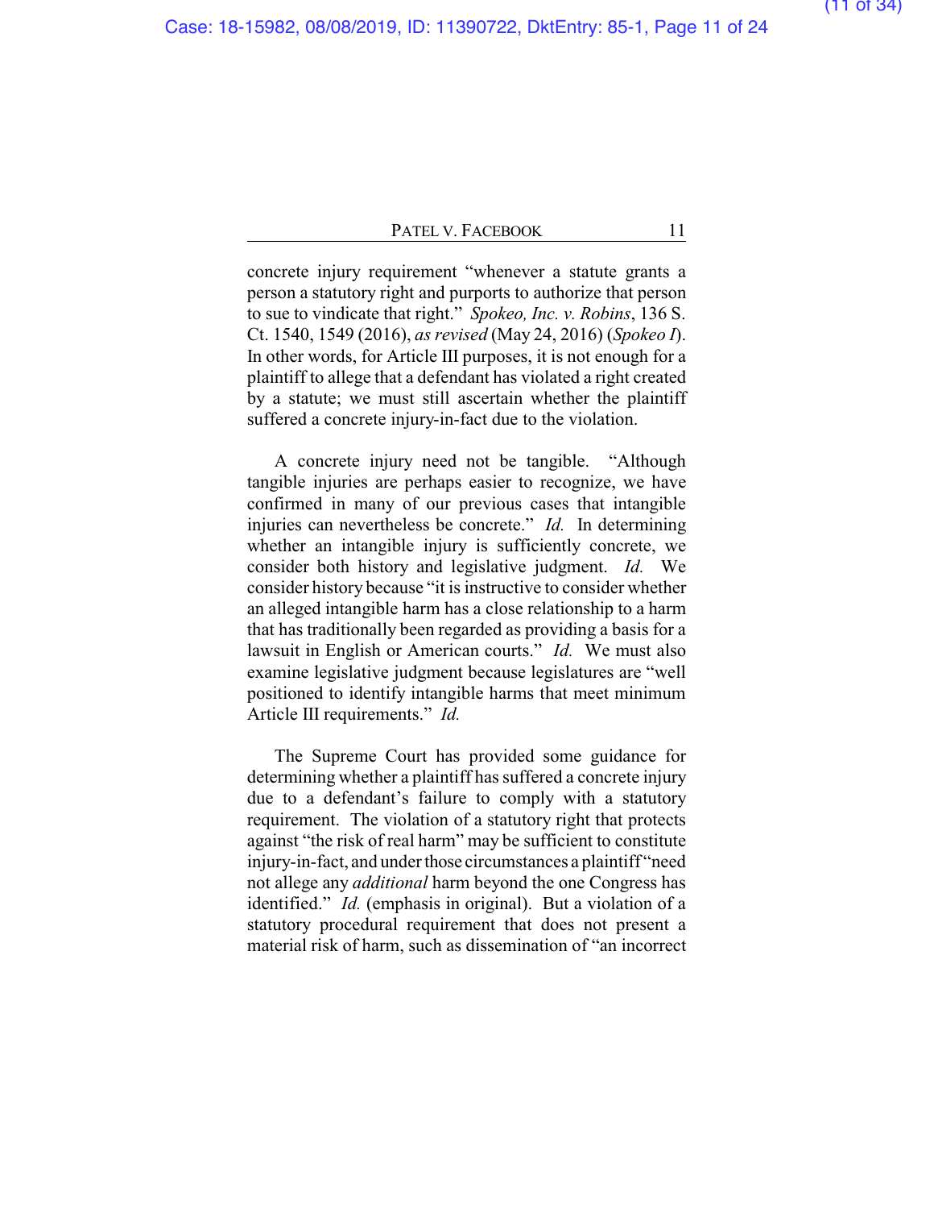concrete injury requirement "whenever a statute grants a person a statutory right and purports to authorize that person to sue to vindicate that right." *Spokeo, Inc. v. Robins*, 136 S. Ct. 1540, 1549 (2016), *as revised* (May 24, 2016) (*Spokeo I*). In other words, for Article III purposes, it is not enough for a plaintiff to allege that a defendant has violated a right created by a statute; we must still ascertain whether the plaintiff suffered a concrete injury-in-fact due to the violation.

A concrete injury need not be tangible. "Although tangible injuries are perhaps easier to recognize, we have confirmed in many of our previous cases that intangible injuries can nevertheless be concrete." *Id.* In determining whether an intangible injury is sufficiently concrete, we consider both history and legislative judgment. *Id.* We consider history because "it is instructive to consider whether an alleged intangible harm has a close relationship to a harm that has traditionally been regarded as providing a basis for a lawsuit in English or American courts." *Id.* We must also examine legislative judgment because legislatures are "well positioned to identify intangible harms that meet minimum Article III requirements." *Id.*

The Supreme Court has provided some guidance for determining whether a plaintiff has suffered a concrete injury due to a defendant's failure to comply with a statutory requirement. The violation of a statutory right that protects against "the risk of real harm" may be sufficient to constitute injury-in-fact, and under those circumstances a plaintiff "need not allege any *additional* harm beyond the one Congress has identified." *Id.* (emphasis in original). But a violation of a statutory procedural requirement that does not present a material risk of harm, such as dissemination of "an incorrect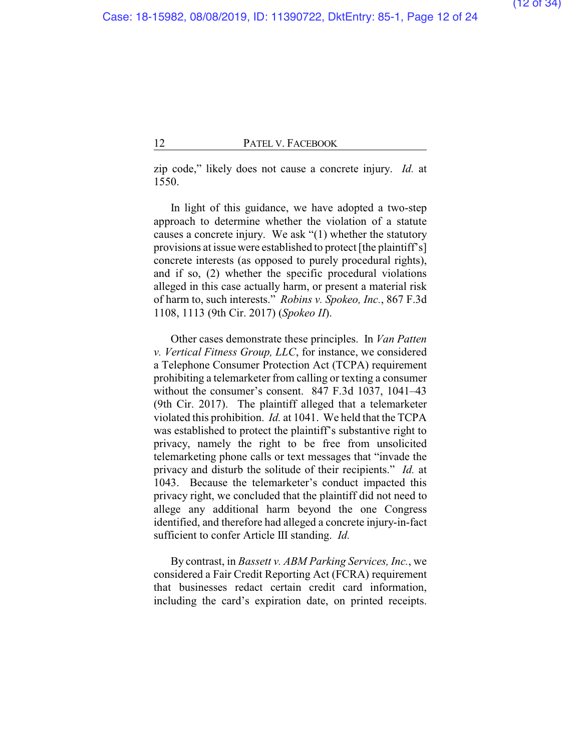zip code," likely does not cause a concrete injury. *Id.* at 1550.

In light of this guidance, we have adopted a two-step approach to determine whether the violation of a statute causes a concrete injury. We ask "(1) whether the statutory provisions at issue were established to protect [the plaintiff's] concrete interests (as opposed to purely procedural rights), and if so, (2) whether the specific procedural violations alleged in this case actually harm, or present a material risk of harm to, such interests." *Robins v. Spokeo, Inc.*, 867 F.3d 1108, 1113 (9th Cir. 2017) (*Spokeo II*).

Other cases demonstrate these principles. In *Van Patten v. Vertical Fitness Group, LLC*, for instance, we considered a Telephone Consumer Protection Act (TCPA) requirement prohibiting a telemarketer from calling or texting a consumer without the consumer's consent. 847 F.3d 1037, 1041–43 (9th Cir. 2017). The plaintiff alleged that a telemarketer violated this prohibition. *Id.* at 1041. We held that the TCPA was established to protect the plaintiff's substantive right to privacy, namely the right to be free from unsolicited telemarketing phone calls or text messages that "invade the privacy and disturb the solitude of their recipients." *Id.* at 1043. Because the telemarketer's conduct impacted this privacy right, we concluded that the plaintiff did not need to allege any additional harm beyond the one Congress identified, and therefore had alleged a concrete injury-in-fact sufficient to confer Article III standing. *Id.*

By contrast, in *Bassett v. ABM Parking Services, Inc.*, we considered a Fair Credit Reporting Act (FCRA) requirement that businesses redact certain credit card information, including the card's expiration date, on printed receipts.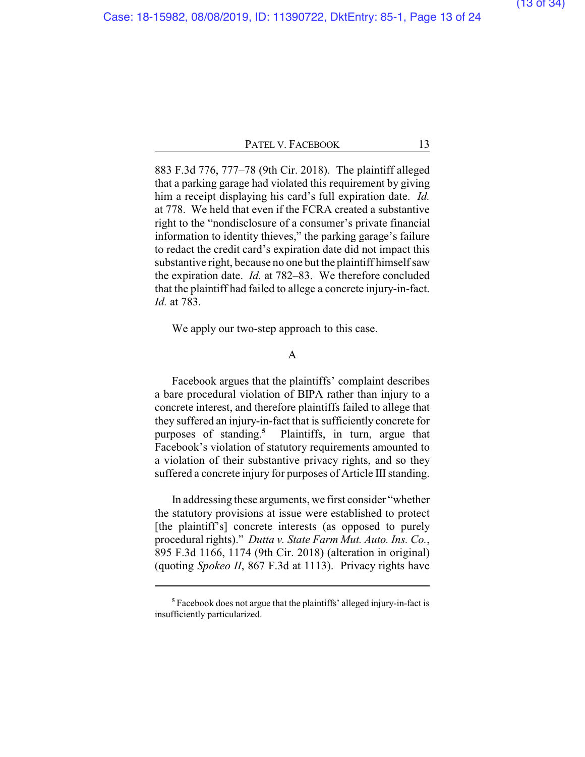883 F.3d 776, 777–78 (9th Cir. 2018). The plaintiff alleged that a parking garage had violated this requirement by giving him a receipt displaying his card's full expiration date. *Id.* at 778. We held that even if the FCRA created a substantive right to the "nondisclosure of a consumer's private financial information to identity thieves," the parking garage's failure to redact the credit card's expiration date did not impact this substantive right, because no one but the plaintiff himself saw the expiration date. *Id.* at 782–83. We therefore concluded that the plaintiff had failed to allege a concrete injury-in-fact. *Id.* at 783.

We apply our two-step approach to this case.

### A

Facebook argues that the plaintiffs' complaint describes a bare procedural violation of BIPA rather than injury to a concrete interest, and therefore plaintiffs failed to allege that they suffered an injury-in-fact that is sufficiently concrete for purposes of standing.[5] Plaintiffs, in turn, argue that Facebook's violation of statutory requirements amounted to a violation of their substantive privacy rights, and so they suffered a concrete injury for purposes of Article III standing.

In addressing these arguments, we first consider "whether the statutory provisions at issue were established to protect [the plaintiff's] concrete interests (as opposed to purely procedural rights)." *Dutta v. State Farm Mut. Auto. Ins. Co.*, 895 F.3d 1166, 1174 (9th Cir. 2018) (alteration in original) (quoting *Spokeo II*, 867 F.3d at 1113). Privacy rights have

---

[5] Facebook does not argue that the plaintiffs' alleged injury-in-fact is insufficiently particularized.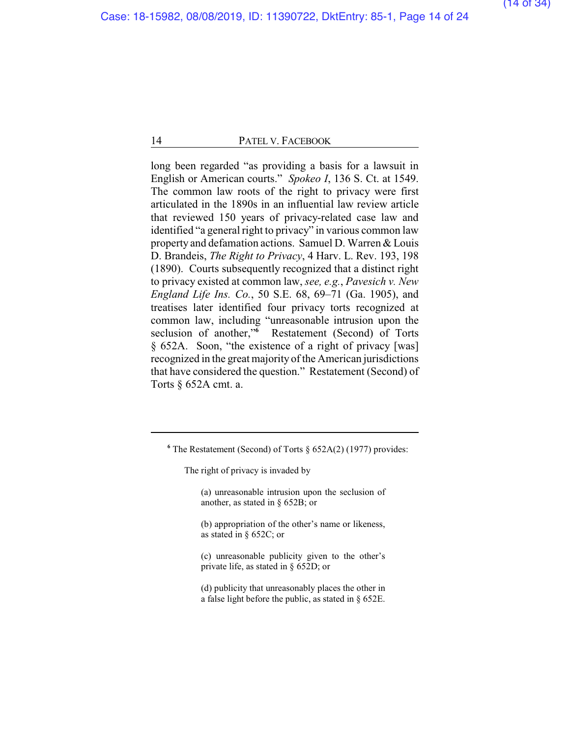long been regarded "as providing a basis for a lawsuit in English or American courts." *Spokeo I*, 136 S. Ct. at 1549. The common law roots of the right to privacy were first articulated in the 1890s in an influential law review article that reviewed 150 years of privacy-related case law and identified "a general right to privacy" in various common law property and defamation actions. Samuel D. Warren & Louis D. Brandeis, *The Right to Privacy*, 4 Harv. L. Rev. 193, 198 (1890). Courts subsequently recognized that a distinct right to privacy existed at common law, *see, e.g.*, *Pavesich v. New England Life Ins. Co.*, 50 S.E. 68, 69–71 (Ga. 1905), and treatises later identified four privacy torts recognized at common law, including "unreasonable intrusion upon the seclusion of another,"[6] Restatement (Second) of Torts § 652A. Soon, "the existence of a right of privacy [was] recognized in the great majority of the American jurisdictions that have considered the question." Restatement (Second) of Torts § 652A cmt. a.

---

[6] The Restatement (Second) of Torts § 652A(2) (1977) provides:

> The right of privacy is invaded by
>
> > (a) unreasonable intrusion upon the seclusion of another, as stated in § 652B; or
> >
> > (b) appropriation of the other's name or likeness, as stated in § 652C; or
> >
> > (c) unreasonable publicity given to the other's private life, as stated in § 652D; or
> >
> > (d) publicity that unreasonably places the other in a false light before the public, as stated in § 652E.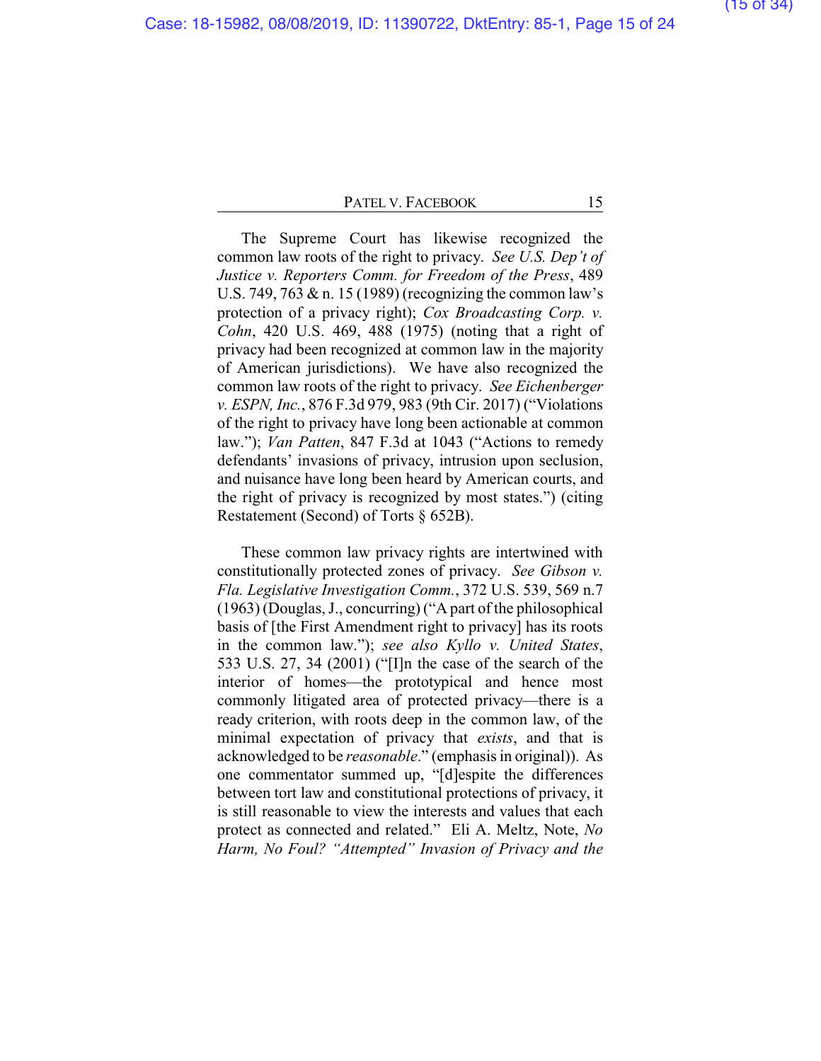The Supreme Court has likewise recognized the common law roots of the right to privacy. *See U.S. Dep't of Justice v. Reporters Comm. for Freedom of the Press*, 489 U.S. 749, 763 & n. 15 (1989) (recognizing the common law's protection of a privacy right); *Cox Broadcasting Corp. v. Cohn*, 420 U.S. 469, 488 (1975) (noting that a right of privacy had been recognized at common law in the majority of American jurisdictions). We have also recognized the common law roots of the right to privacy. *See Eichenberger v. ESPN, Inc.*, 876 F.3d 979, 983 (9th Cir. 2017) ("Violations of the right to privacy have long been actionable at common law."); *Van Patten*, 847 F.3d at 1043 ("Actions to remedy defendants' invasions of privacy, intrusion upon seclusion, and nuisance have long been heard by American courts, and the right of privacy is recognized by most states.") (citing Restatement (Second) of Torts § 652B).

These common law privacy rights are intertwined with constitutionally protected zones of privacy. *See Gibson v. Fla. Legislative Investigation Comm.*, 372 U.S. 539, 569 n.7 (1963) (Douglas, J., concurring) ("A part of the philosophical basis of [the First Amendment right to privacy] has its roots in the common law."); *see also Kyllo v. United States*, 533 U.S. 27, 34 (2001) ("[I]n the case of the search of the interior of homes—the prototypical and hence most commonly litigated area of protected privacy—there is a ready criterion, with roots deep in the common law, of the minimal expectation of privacy that *exists*, and that is acknowledged to be *reasonable*." (emphasis in original)). As one commentator summed up, "[d]espite the differences between tort law and constitutional protections of privacy, it is still reasonable to view the interests and values that each protect as connected and related." Eli A. Meltz, Note, *No Harm, No Foul? "Attempted" Invasion of Privacy and the*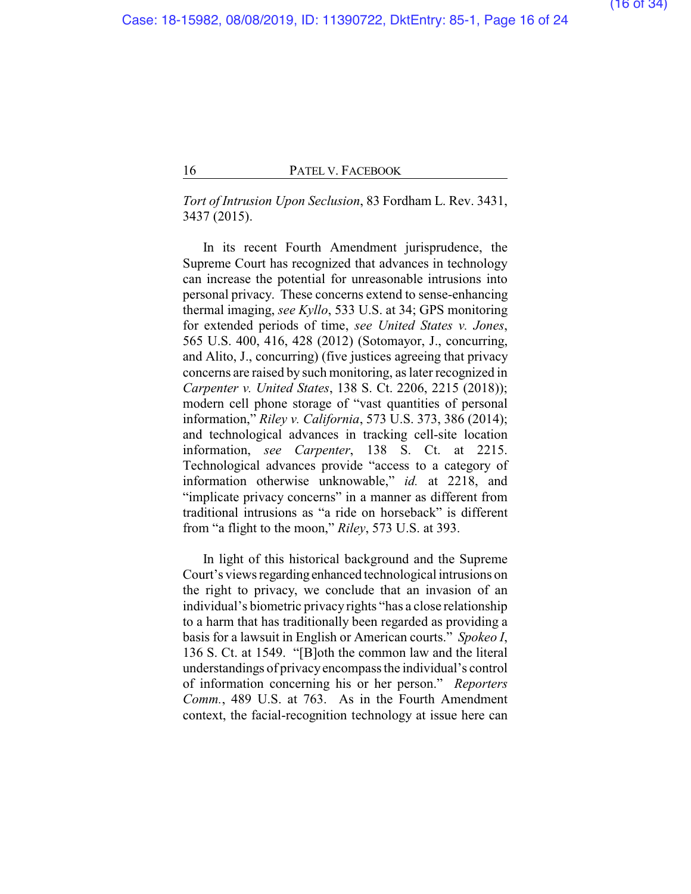*Tort of Intrusion Upon Seclusion*, 83 Fordham L. Rev. 3431, 3437 (2015).

In its recent Fourth Amendment jurisprudence, the Supreme Court has recognized that advances in technology can increase the potential for unreasonable intrusions into personal privacy. These concerns extend to sense-enhancing thermal imaging, *see Kyllo*, 533 U.S. at 34; GPS monitoring for extended periods of time, *see United States v. Jones*, 565 U.S. 400, 416, 428 (2012) (Sotomayor, J., concurring, and Alito, J., concurring) (five justices agreeing that privacy concerns are raised by such monitoring, as later recognized in *Carpenter v. United States*, 138 S. Ct. 2206, 2215 (2018)); modern cell phone storage of "vast quantities of personal information," *Riley v. California*, 573 U.S. 373, 386 (2014); and technological advances in tracking cell-site location information, *see Carpenter*, 138 S. Ct. at 2215. Technological advances provide "access to a category of information otherwise unknowable," *id.* at 2218, and "implicate privacy concerns" in a manner as different from traditional intrusions as "a ride on horseback" is different from "a flight to the moon," *Riley*, 573 U.S. at 393.

In light of this historical background and the Supreme Court's views regarding enhanced technological intrusions on the right to privacy, we conclude that an invasion of an individual's biometric privacy rights "has a close relationship to a harm that has traditionally been regarded as providing a basis for a lawsuit in English or American courts." *Spokeo I*, 136 S. Ct. at 1549. "[B]oth the common law and the literal understandings of privacy encompass the individual's control of information concerning his or her person." *Reporters Comm.*, 489 U.S. at 763. As in the Fourth Amendment context, the facial-recognition technology at issue here can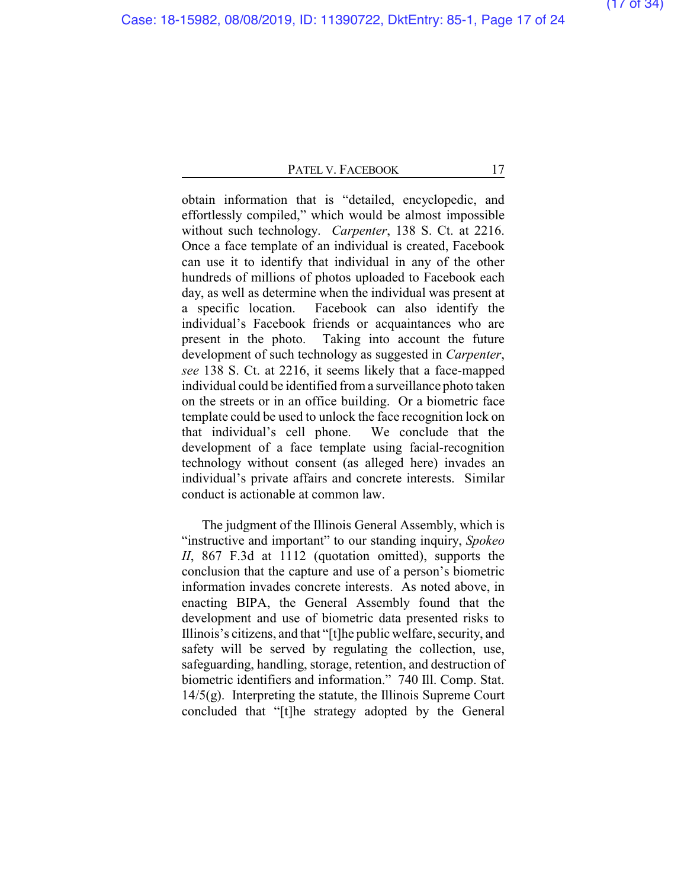obtain information that is "detailed, encyclopedic, and effortlessly compiled," which would be almost impossible without such technology. *Carpenter*, 138 S. Ct. at 2216. Once a face template of an individual is created, Facebook can use it to identify that individual in any of the other hundreds of millions of photos uploaded to Facebook each day, as well as determine when the individual was present at a specific location. Facebook can also identify the individual's Facebook friends or acquaintances who are present in the photo. Taking into account the future development of such technology as suggested in *Carpenter*, *see* 138 S. Ct. at 2216, it seems likely that a face-mapped individual could be identified from a surveillance photo taken on the streets or in an office building. Or a biometric face template could be used to unlock the face recognition lock on that individual's cell phone. We conclude that the development of a face template using facial-recognition technology without consent (as alleged here) invades an individual's private affairs and concrete interests. Similar conduct is actionable at common law.

The judgment of the Illinois General Assembly, which is "instructive and important" to our standing inquiry, *Spokeo II*, 867 F.3d at 1112 (quotation omitted), supports the conclusion that the capture and use of a person's biometric information invades concrete interests. As noted above, in enacting BIPA, the General Assembly found that the development and use of biometric data presented risks to Illinois's citizens, and that "[t]he public welfare, security, and safety will be served by regulating the collection, use, safeguarding, handling, storage, retention, and destruction of biometric identifiers and information." 740 Ill. Comp. Stat. 14/5(g). Interpreting the statute, the Illinois Supreme Court concluded that "[t]he strategy adopted by the General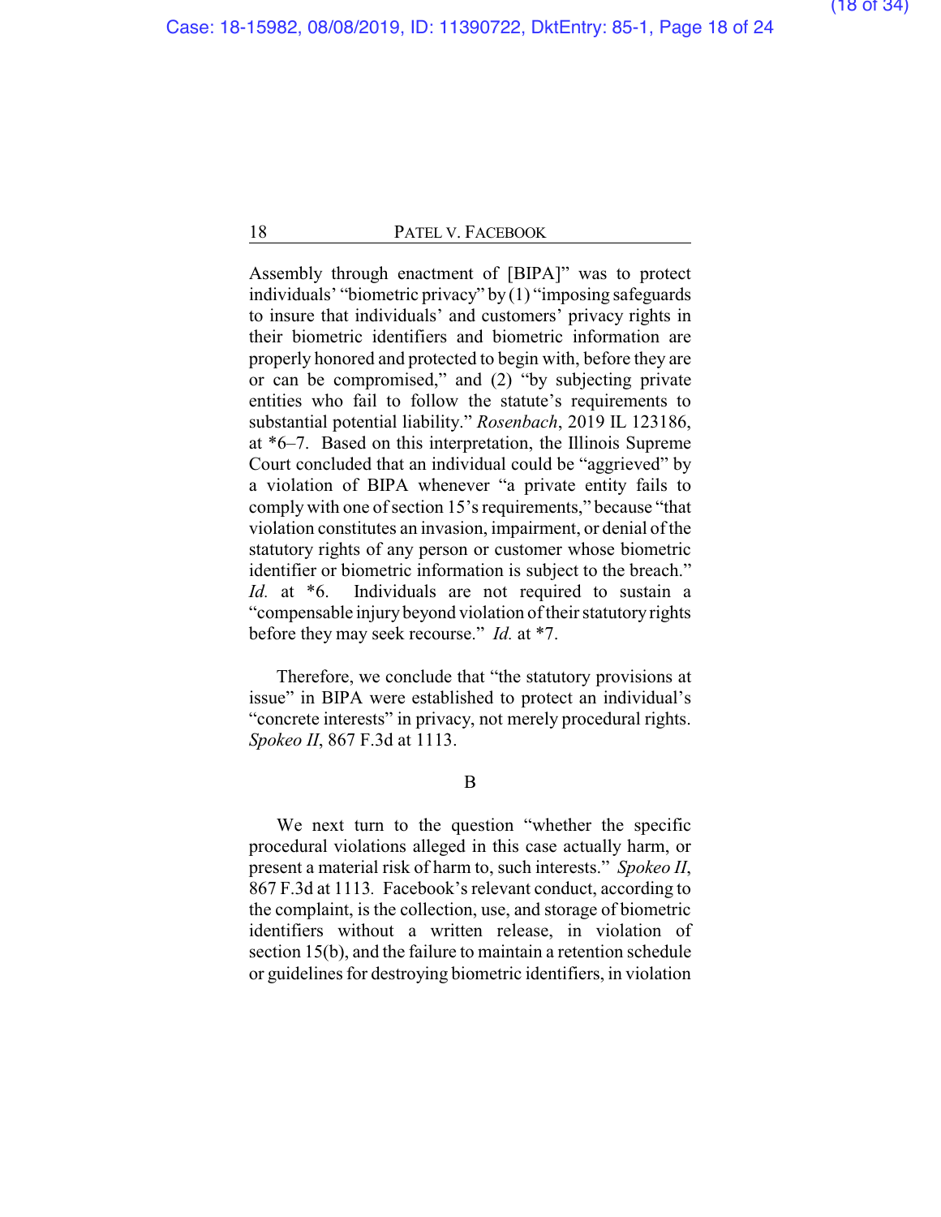Assembly through enactment of [BIPA]" was to protect individuals' "biometric privacy" by (1) "imposing safeguards to insure that individuals' and customers' privacy rights in their biometric identifiers and biometric information are properly honored and protected to begin with, before they are or can be compromised," and (2) "by subjecting private entities who fail to follow the statute's requirements to substantial potential liability." *Rosenbach*, 2019 IL 123186, at *6–7. Based on this interpretation, the Illinois Supreme Court concluded that an individual could be "aggrieved" by a violation of BIPA whenever "a private entity fails to comply with one of section 15's requirements," because "that violation constitutes an invasion, impairment, or denial of the statutory rights of any person or customer whose biometric identifier or biometric information is subject to the breach." *Id.* at *6. Individuals are not required to sustain a "compensable injury beyond violation of their statutory rights before they may seek recourse." *Id.* at *7.

Therefore, we conclude that "the statutory provisions at issue" in BIPA were established to protect an individual's "concrete interests" in privacy, not merely procedural rights. *Spokeo II*, 867 F.3d at 1113.

B

We next turn to the question "whether the specific procedural violations alleged in this case actually harm, or present a material risk of harm to, such interests." *Spokeo II*, 867 F.3d at 1113. Facebook's relevant conduct, according to the complaint, is the collection, use, and storage of biometric identifiers without a written release, in violation of section 15(b), and the failure to maintain a retention schedule or guidelines for destroying biometric identifiers, in violation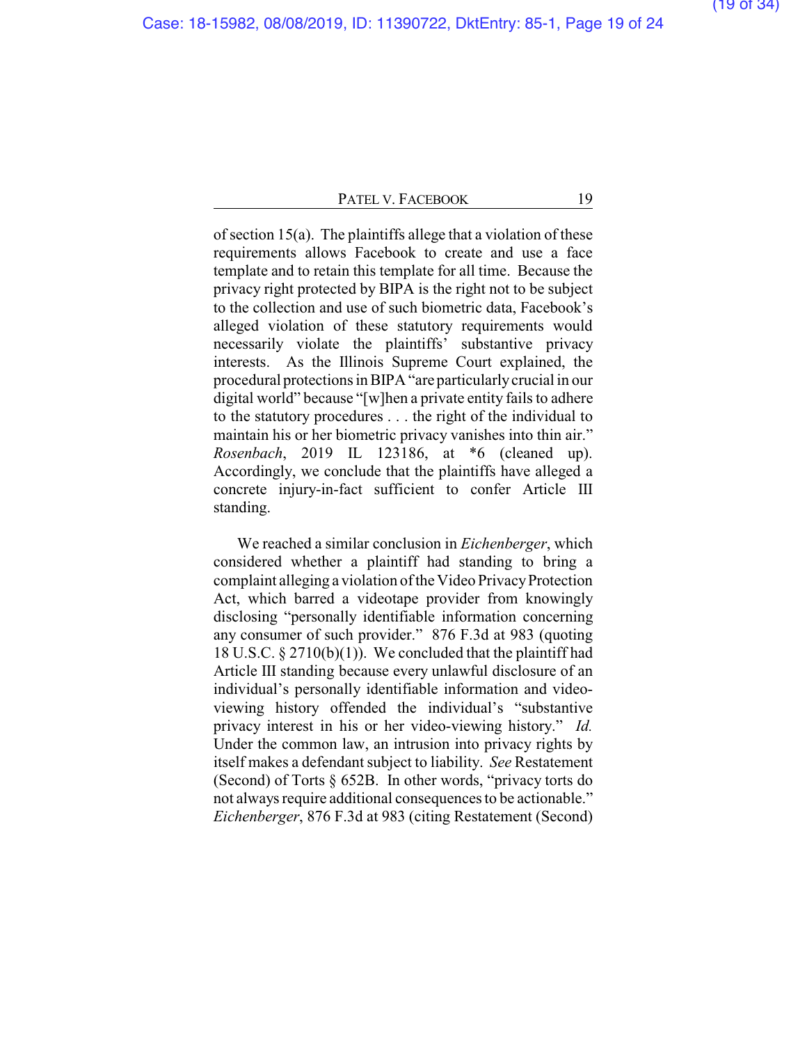of section 15(a). The plaintiffs allege that a violation of these requirements allows Facebook to create and use a face template and to retain this template for all time. Because the privacy right protected by BIPA is the right not to be subject to the collection and use of such biometric data, Facebook's alleged violation of these statutory requirements would necessarily violate the plaintiffs' substantive privacy interests. As the Illinois Supreme Court explained, the procedural protections in BIPA "are particularly crucial in our digital world" because "[w]hen a private entity fails to adhere to the statutory procedures . . . the right of the individual to maintain his or her biometric privacy vanishes into thin air." *Rosenbach*, 2019 IL 123186, at *6 (cleaned up). Accordingly, we conclude that the plaintiffs have alleged a concrete injury-in-fact sufficient to confer Article III standing.

We reached a similar conclusion in *Eichenberger*, which considered whether a plaintiff had standing to bring a complaint alleging a violation of the Video Privacy Protection Act, which barred a videotape provider from knowingly disclosing "personally identifiable information concerning any consumer of such provider." 876 F.3d at 983 (quoting 18 U.S.C. § 2710(b)(1)). We concluded that the plaintiff had Article III standing because every unlawful disclosure of an individual's personally identifiable information and video-viewing history offended the individual's "substantive privacy interest in his or her video-viewing history." *Id.* Under the common law, an intrusion into privacy rights by itself makes a defendant subject to liability. *See* Restatement (Second) of Torts § 652B. In other words, "privacy torts do not always require additional consequences to be actionable." *Eichenberger*, 876 F.3d at 983 (citing Restatement (Second)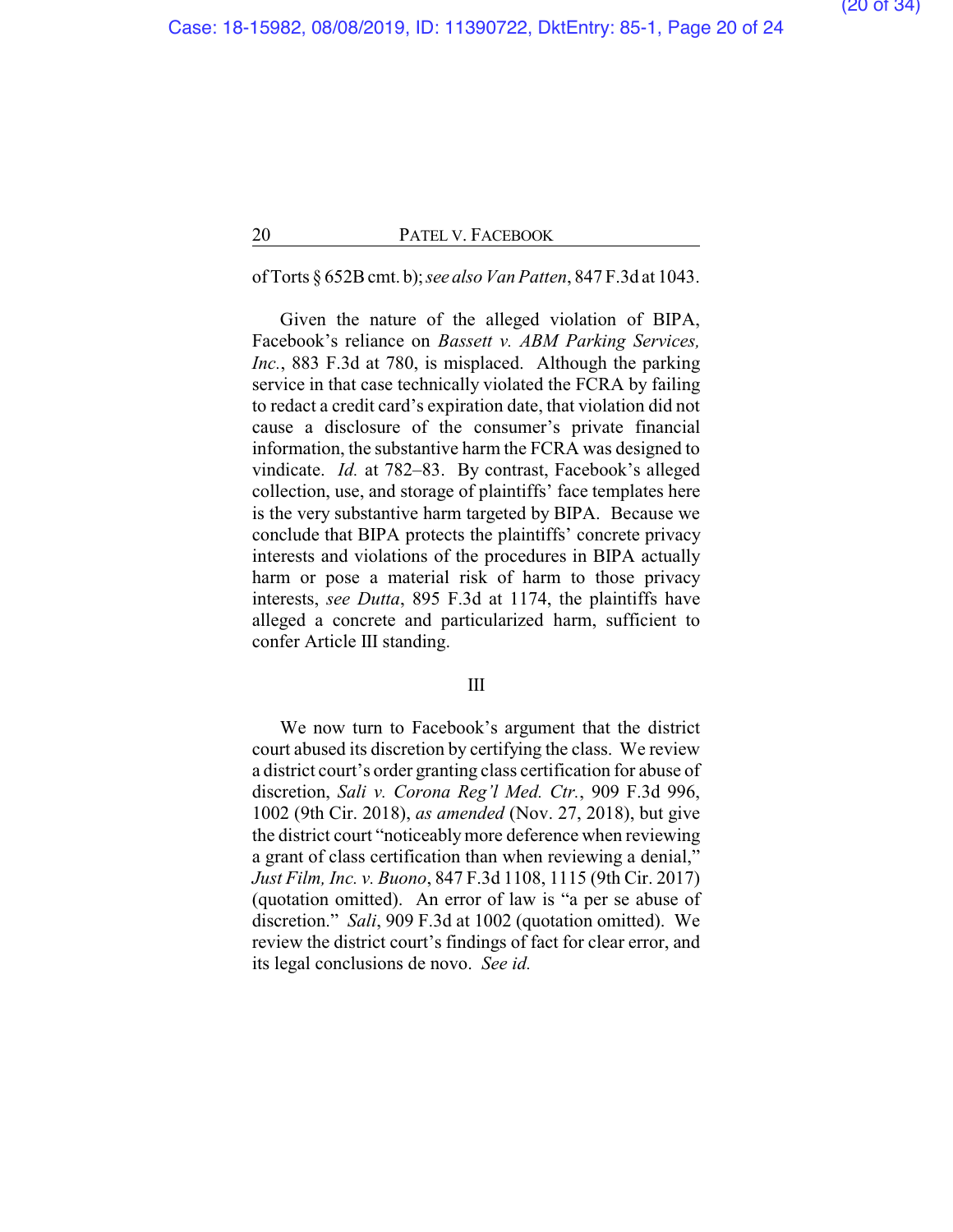of Torts § 652B cmt. b); *see also Van Patten*, 847 F.3d at 1043.

Given the nature of the alleged violation of BIPA, Facebook's reliance on *Bassett v. ABM Parking Services, Inc.*, 883 F.3d at 780, is misplaced. Although the parking service in that case technically violated the FCRA by failing to redact a credit card's expiration date, that violation did not cause a disclosure of the consumer's private financial information, the substantive harm the FCRA was designed to vindicate. *Id.* at 782–83. By contrast, Facebook's alleged collection, use, and storage of plaintiffs' face templates here is the very substantive harm targeted by BIPA. Because we conclude that BIPA protects the plaintiffs' concrete privacy interests and violations of the procedures in BIPA actually harm or pose a material risk of harm to those privacy interests, *see Dutta*, 895 F.3d at 1174, the plaintiffs have alleged a concrete and particularized harm, sufficient to confer Article III standing.

## III

We now turn to Facebook's argument that the district court abused its discretion by certifying the class. We review a district court's order granting class certification for abuse of discretion, *Sali v. Corona Reg'l Med. Ctr.*, 909 F.3d 996, 1002 (9th Cir. 2018), *as amended* (Nov. 27, 2018), but give the district court "noticeably more deference when reviewing a grant of class certification than when reviewing a denial," *Just Film, Inc. v. Buono*, 847 F.3d 1108, 1115 (9th Cir. 2017) (quotation omitted). An error of law is "a per se abuse of discretion." *Sali*, 909 F.3d at 1002 (quotation omitted). We review the district court's findings of fact for clear error, and its legal conclusions de novo. *See id.*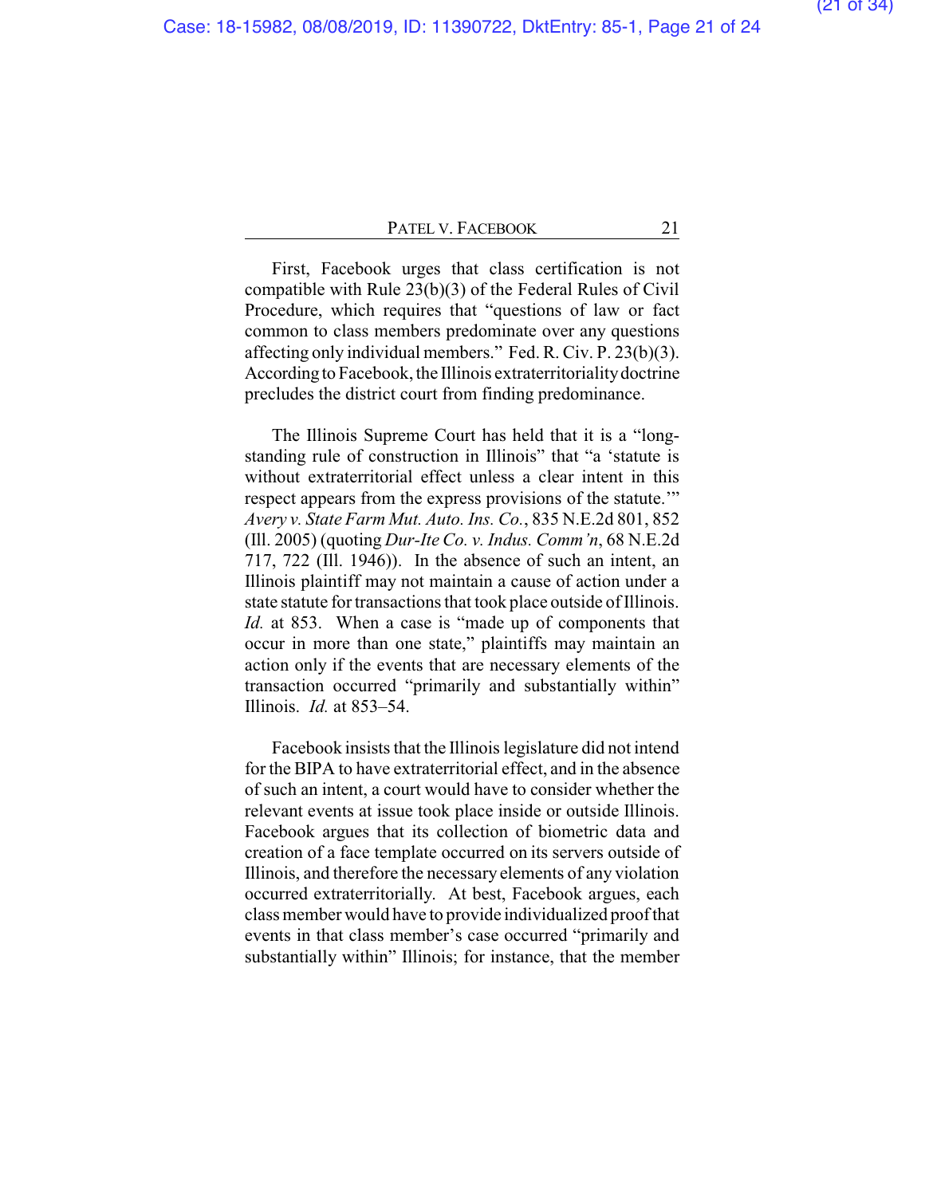First, Facebook urges that class certification is not compatible with Rule 23(b)(3) of the Federal Rules of Civil Procedure, which requires that "questions of law or fact common to class members predominate over any questions affecting only individual members." Fed. R. Civ. P. 23(b)(3). According to Facebook, the Illinois extraterritoriality doctrine precludes the district court from finding predominance.

The Illinois Supreme Court has held that it is a "long-standing rule of construction in Illinois" that "a 'statute is without extraterritorial effect unless a clear intent in this respect appears from the express provisions of the statute.'" *Avery v. State Farm Mut. Auto. Ins. Co.*, 835 N.E.2d 801, 852 (Ill. 2005) (quoting *Dur-Ite Co. v. Indus. Comm'n*, 68 N.E.2d 717, 722 (Ill. 1946)). In the absence of such an intent, an Illinois plaintiff may not maintain a cause of action under a state statute for transactions that took place outside of Illinois. *Id.* at 853. When a case is "made up of components that occur in more than one state," plaintiffs may maintain an action only if the events that are necessary elements of the transaction occurred "primarily and substantially within" Illinois. *Id.* at 853–54.

Facebook insists that the Illinois legislature did not intend for the BIPA to have extraterritorial effect, and in the absence of such an intent, a court would have to consider whether the relevant events at issue took place inside or outside Illinois. Facebook argues that its collection of biometric data and creation of a face template occurred on its servers outside of Illinois, and therefore the necessary elements of any violation occurred extraterritorially. At best, Facebook argues, each class member would have to provide individualized proof that events in that class member's case occurred "primarily and substantially within" Illinois; for instance, that the member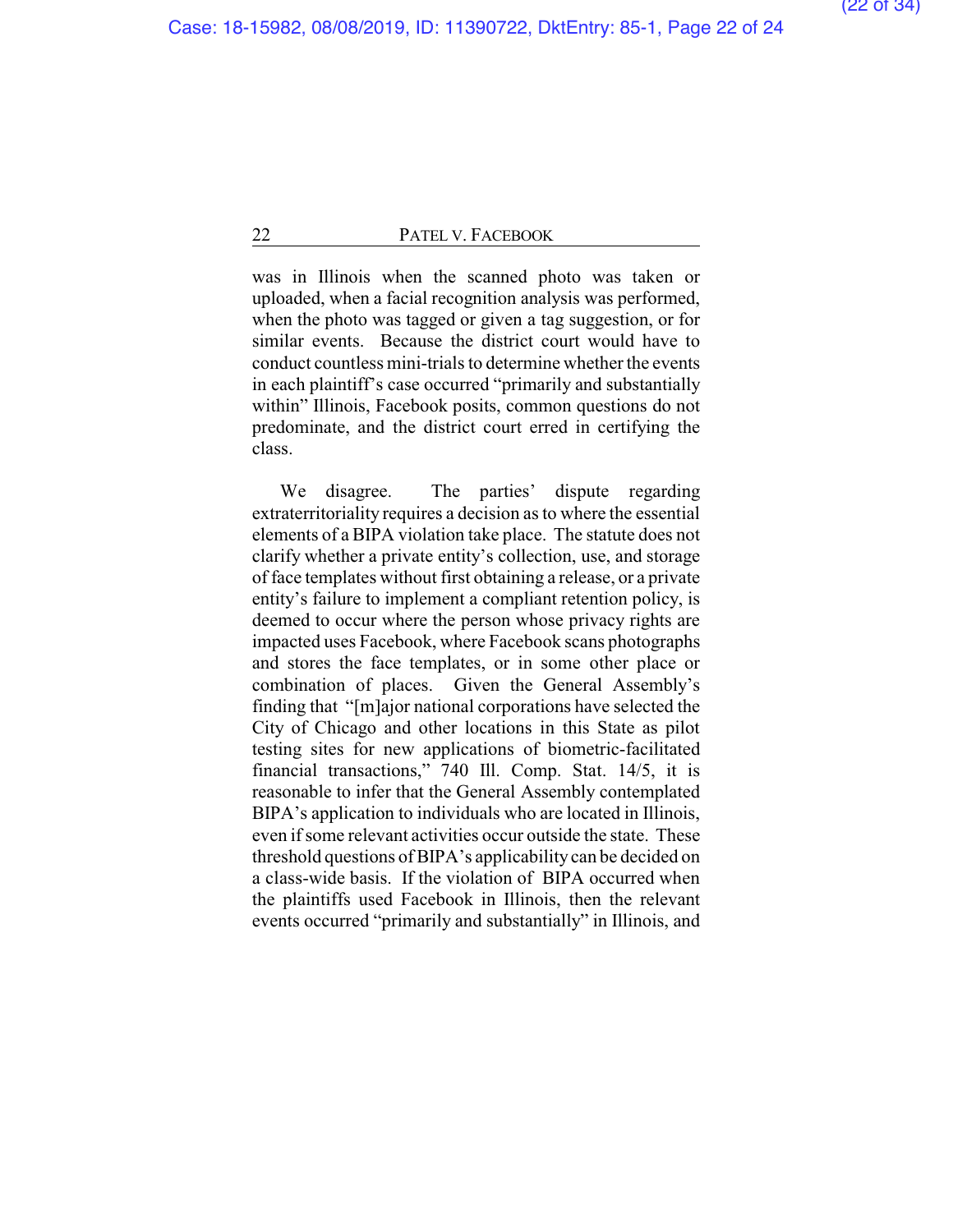was in Illinois when the scanned photo was taken or uploaded, when a facial recognition analysis was performed, when the photo was tagged or given a tag suggestion, or for similar events. Because the district court would have to conduct countless mini-trials to determine whether the events in each plaintiff's case occurred "primarily and substantially within" Illinois, Facebook posits, common questions do not predominate, and the district court erred in certifying the class.

We disagree. The parties' dispute regarding extraterritoriality requires a decision as to where the essential elements of a BIPA violation take place. The statute does not clarify whether a private entity's collection, use, and storage of face templates without first obtaining a release, or a private entity's failure to implement a compliant retention policy, is deemed to occur where the person whose privacy rights are impacted uses Facebook, where Facebook scans photographs and stores the face templates, or in some other place or combination of places. Given the General Assembly's finding that "[m]ajor national corporations have selected the City of Chicago and other locations in this State as pilot testing sites for new applications of biometric-facilitated financial transactions," 740 Ill. Comp. Stat. 14/5, it is reasonable to infer that the General Assembly contemplated BIPA's application to individuals who are located in Illinois, even if some relevant activities occur outside the state. These threshold questions of BIPA's applicability can be decided on a class-wide basis. If the violation of BIPA occurred when the plaintiffs used Facebook in Illinois, then the relevant events occurred "primarily and substantially" in Illinois, and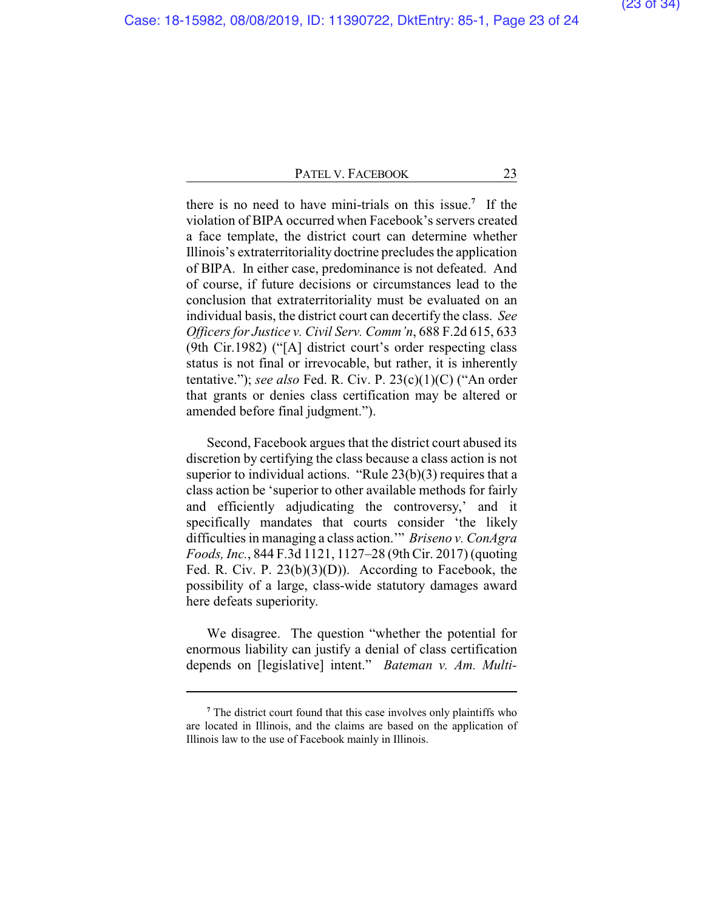there is no need to have mini-trials on this issue.[7] If the violation of BIPA occurred when Facebook's servers created a face template, the district court can determine whether Illinois's extraterritoriality doctrine precludes the application of BIPA. In either case, predominance is not defeated. And of course, if future decisions or circumstances lead to the conclusion that extraterritoriality must be evaluated on an individual basis, the district court can decertify the class. *See Officers for Justice v. Civil Serv. Comm'n*, 688 F.2d 615, 633 (9th Cir.1982) ("[A] district court's order respecting class status is not final or irrevocable, but rather, it is inherently tentative."); *see also* Fed. R. Civ. P. 23(c)(1)(C) ("An order that grants or denies class certification may be altered or amended before final judgment.").

Second, Facebook argues that the district court abused its discretion by certifying the class because a class action is not superior to individual actions. "Rule 23(b)(3) requires that a class action be 'superior to other available methods for fairly and efficiently adjudicating the controversy,' and it specifically mandates that courts consider 'the likely difficulties in managing a class action.'" *Briseno v. ConAgra Foods, Inc.*, 844 F.3d 1121, 1127–28 (9th Cir. 2017) (quoting Fed. R. Civ. P. 23(b)(3)(D)). According to Facebook, the possibility of a large, class-wide statutory damages award here defeats superiority.

We disagree. The question "whether the potential for enormous liability can justify a denial of class certification depends on [legislative] intent." *Bateman v. Am. Multi-*

---

[7] The district court found that this case involves only plaintiffs who are located in Illinois, and the claims are based on the application of Illinois law to the use of Facebook mainly in Illinois.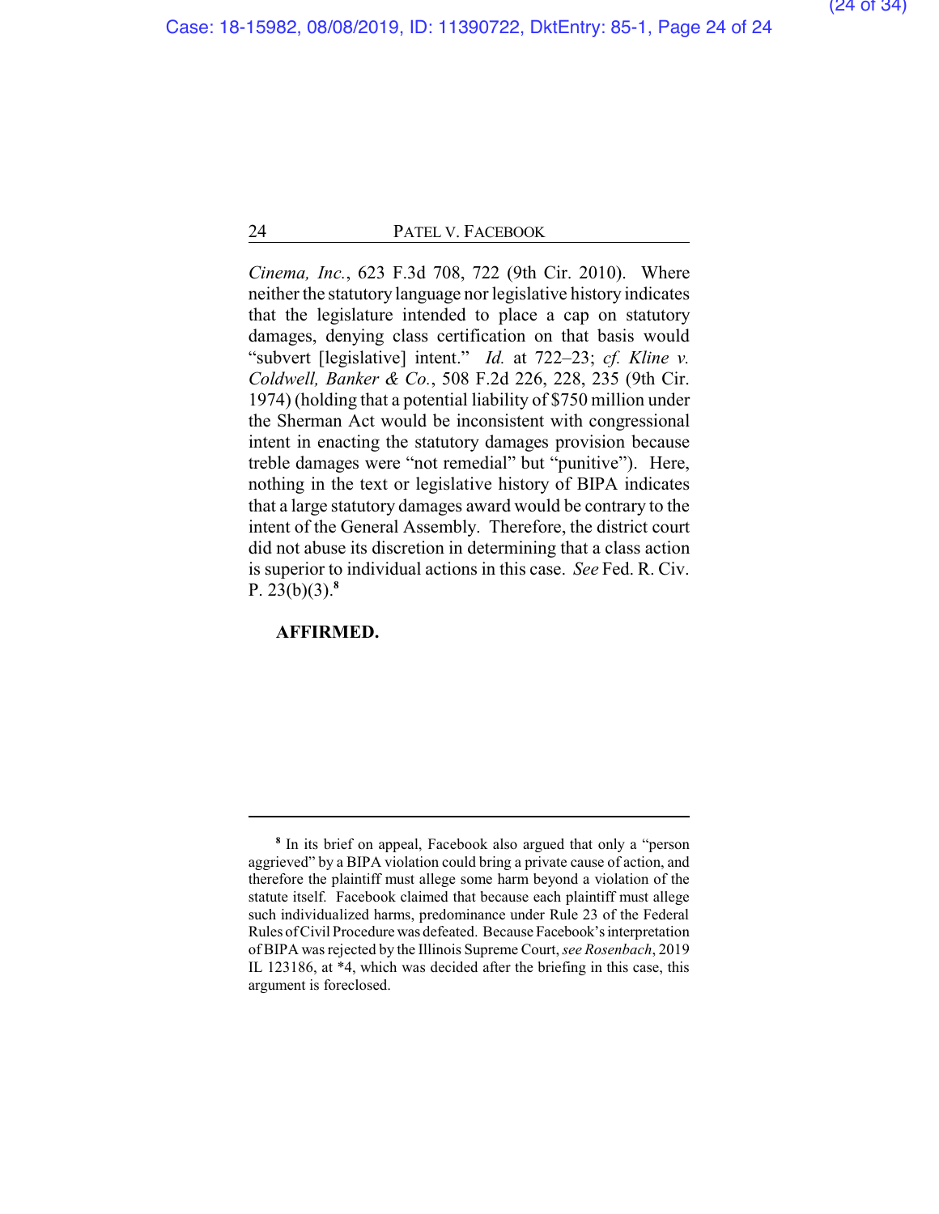*Cinema, Inc.*, 623 F.3d 708, 722 (9th Cir. 2010). Where neither the statutory language nor legislative history indicates that the legislature intended to place a cap on statutory damages, denying class certification on that basis would "subvert [legislative] intent." *Id.* at 722–23; *cf. Kline v. Coldwell, Banker & Co.*, 508 F.2d 226, 228, 235 (9th Cir. 1974) (holding that a potential liability of $750 million under the Sherman Act would be inconsistent with congressional intent in enacting the statutory damages provision because treble damages were "not remedial" but "punitive"). Here, nothing in the text or legislative history of BIPA indicates that a large statutory damages award would be contrary to the intent of the General Assembly. Therefore, the district court did not abuse its discretion in determining that a class action is superior to individual actions in this case. *See* Fed. R. Civ. P. 23(b)(3).[8]

**AFFIRMED.**

---

[8] In its brief on appeal, Facebook also argued that only a "person aggrieved" by a BIPA violation could bring a private cause of action, and therefore the plaintiff must allege some harm beyond a violation of the statute itself. Facebook claimed that because each plaintiff must allege such individualized harms, predominance under Rule 23 of the Federal Rules of Civil Procedure was defeated. Because Facebook's interpretation of BIPA was rejected by the Illinois Supreme Court, *see Rosenbach*, 2019 IL 123186, at *4, which was decided after the briefing in this case, this argument is foreclosed.